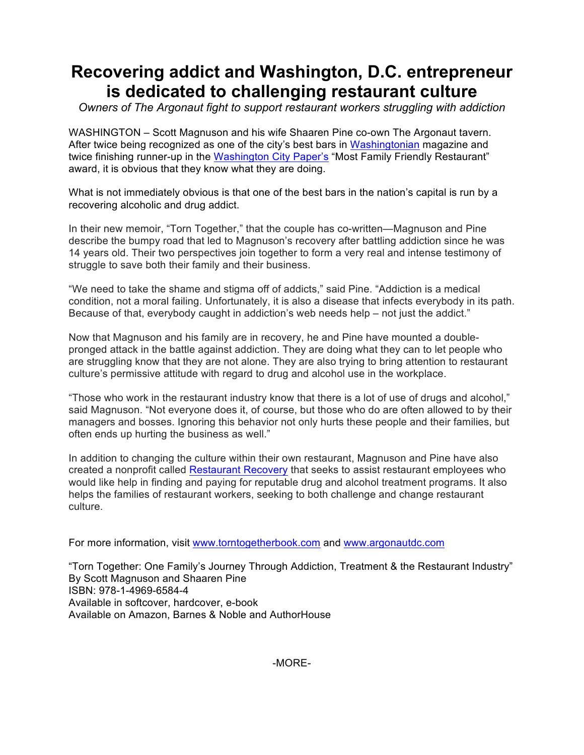# Recovering addict and Washington, D.C. entrepreneur is dedicated to challenging restaurant culture

*Owners of The Argonaut fight to support restaurant workers struggling with addiction*

WASHINGTON – Scott Magnuson and his wife Shaaren Pine co-own The Argonaut tavern. After twice being recognized as one of the city's best bars in Washingtonian magazine and twice finishing runner-up in the Washington City Paper's "Most Family Friendly Restaurant" award, it is obvious that they know what they are doing.

What is not immediately obvious is that one of the best bars in the nation's capital is run by a recovering alcoholic and drug addict.

In their new memoir, "Torn Together," that the couple has co-written—Magnuson and Pine describe the bumpy road that led to Magnuson's recovery after battling addiction since he was 14 years old. Their two perspectives join together to form a very real and intense testimony of struggle to save both their family and their business.

"We need to take the shame and stigma off of addicts," said Pine. "Addiction is a medical condition, not a moral failing. Unfortunately, it is also a disease that infects everybody in its path. Because of that, everybody caught in addiction's web needs help – not just the addict."

Now that Magnuson and his family are in recovery, he and Pine have mounted a double-pronged attack in the battle against addiction. They are doing what they can to let people who are struggling know that they are not alone. They are also trying to bring attention to restaurant culture's permissive attitude with regard to drug and alcohol use in the workplace.

"Those who work in the restaurant industry know that there is a lot of use of drugs and alcohol," said Magnuson. "Not everyone does it, of course, but those who do are often allowed to by their managers and bosses. Ignoring this behavior not only hurts these people and their families, but often ends up hurting the business as well."

In addition to changing the culture within their own restaurant, Magnuson and Pine have also created a nonprofit called Restaurant Recovery that seeks to assist restaurant employees who would like help in finding and paying for reputable drug and alcohol treatment programs. It also helps the families of restaurant workers, seeking to both challenge and change restaurant culture.

For more information, visit www.torntogetherbook.com and www.argonautdc.com

"Torn Together: One Family's Journey Through Addiction, Treatment & the Restaurant Industry"
By Scott Magnuson and Shaaren Pine
ISBN: 978-1-4969-6584-4
Available in softcover, hardcover, e-book
Available on Amazon, Barnes & Noble and AuthorHouse

-MORE-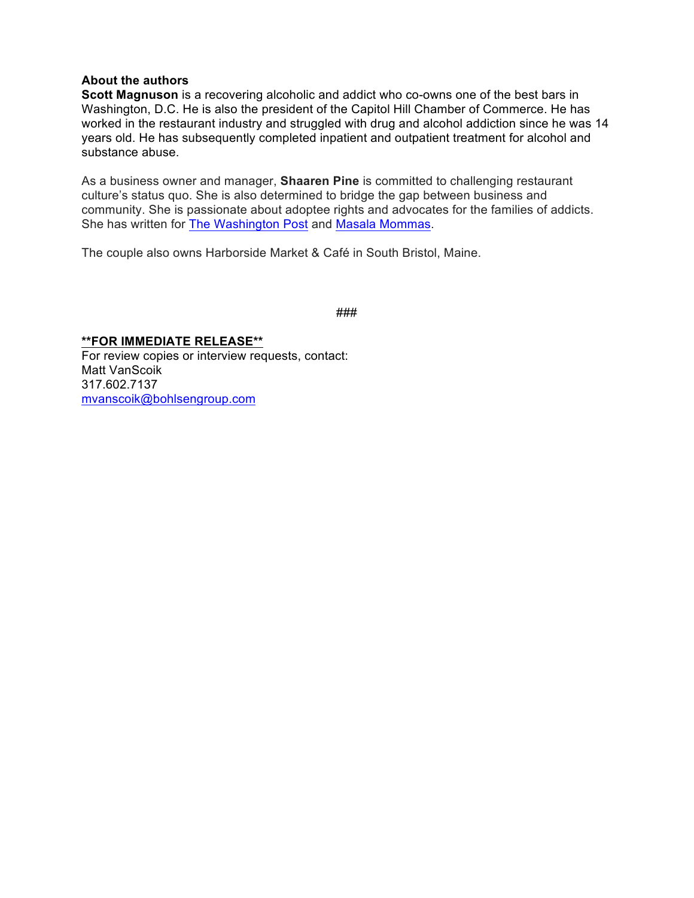**About the authors**
**Scott Magnuson** is a recovering alcoholic and addict who co-owns one of the best bars in Washington, D.C. He is also the president of the Capitol Hill Chamber of Commerce. He has worked in the restaurant industry and struggled with drug and alcohol addiction since he was 14 years old. He has subsequently completed inpatient and outpatient treatment for alcohol and substance abuse.

As a business owner and manager, **Shaaren Pine** is committed to challenging restaurant culture's status quo. She is also determined to bridge the gap between business and community. She is passionate about adoptee rights and advocates for the families of addicts. She has written for The Washington Post and Masala Mommas.

The couple also owns Harborside Market & Café in South Bristol, Maine.

###

**\*\*FOR IMMEDIATE RELEASE\*\***
For review copies or interview requests, contact:
Matt VanScoik
317.602.7137
mvanscoik@bohlsengroup.com